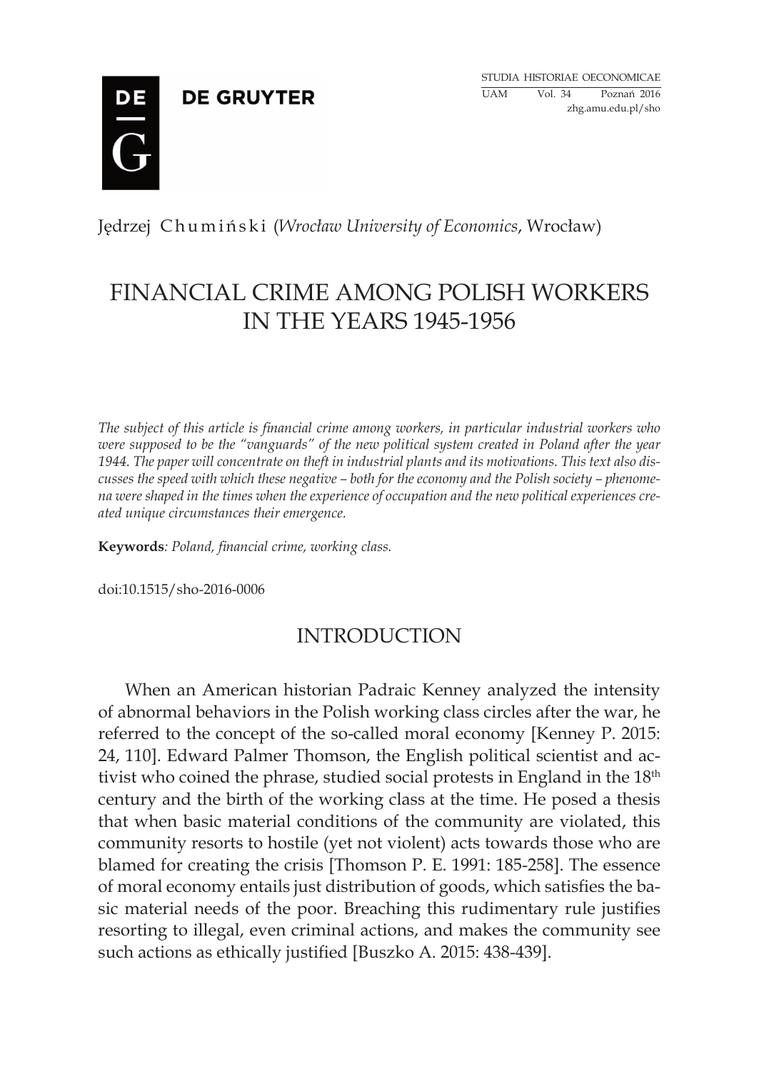Jędrzej Chumiński (*Wrocław University of Economics*, Wrocław)

# FINANCIAL CRIME AMONG POLISH WORKERS IN THE YEARS 1945-1956

*The subject of this article is financial crime among workers, in particular industrial workers who were supposed to be the "vanguards" of the new political system created in Poland after the year 1944. The paper will concentrate on theft in industrial plants and its motivations. This text also discusses the speed with which these negative – both for the economy and the Polish society – phenomena were shaped in the times when the experience of occupation and the new political experiences created unique circumstances their emergence.*

**Keywords***: Poland, financial crime, working class.*

doi:10.1515/sho-2016-0006

## INTRODUCTION

When an American historian Padraic Kenney analyzed the intensity of abnormal behaviors in the Polish working class circles after the war, he referred to the concept of the so-called moral economy [Kenney P. 2015: 24, 110]. Edward Palmer Thomson, the English political scientist and activist who coined the phrase, studied social protests in England in the 18th century and the birth of the working class at the time. He posed a thesis that when basic material conditions of the community are violated, this community resorts to hostile (yet not violent) acts towards those who are blamed for creating the crisis [Thomson P. E. 1991: 185-258]. The essence of moral economy entails just distribution of goods, which satisfies the basic material needs of the poor. Breaching this rudimentary rule justifies resorting to illegal, even criminal actions, and makes the community see such actions as ethically justified [Buszko A. 2015: 438-439].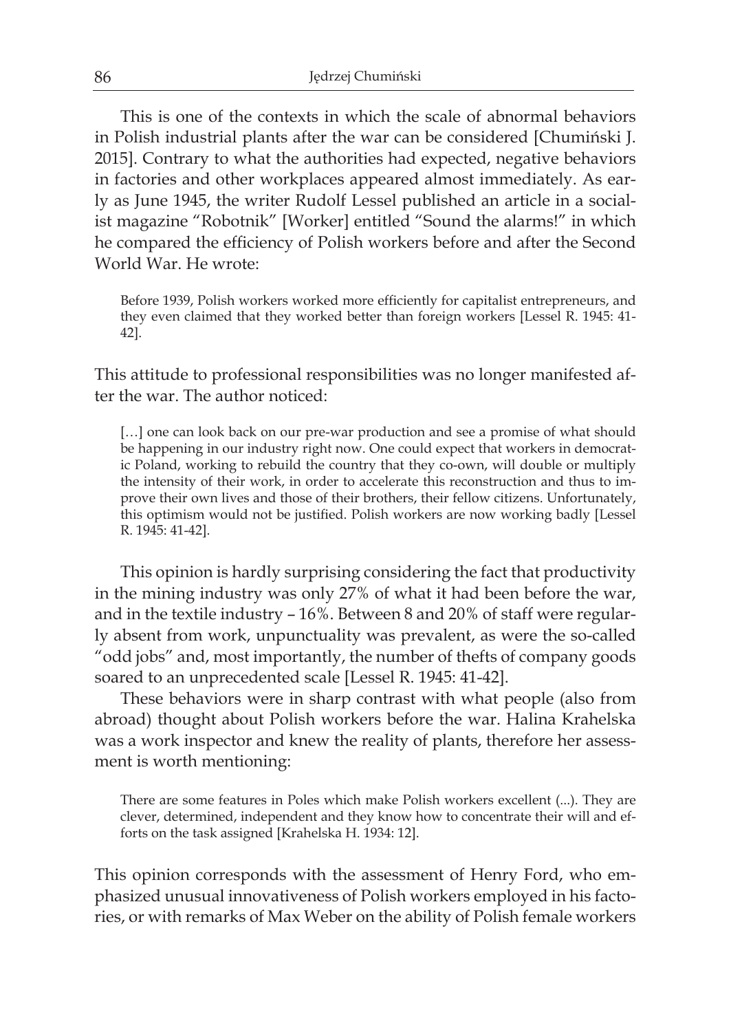This is one of the contexts in which the scale of abnormal behaviors in Polish industrial plants after the war can be considered [Chumiński J. 2015]. Contrary to what the authorities had expected, negative behaviors in factories and other workplaces appeared almost immediately. As early as June 1945, the writer Rudolf Lessel published an article in a socialist magazine "Robotnik" [Worker] entitled "Sound the alarms!" in which he compared the efficiency of Polish workers before and after the Second World War. He wrote:

> Before 1939, Polish workers worked more efficiently for capitalist entrepreneurs, and they even claimed that they worked better than foreign workers [Lessel R. 1945: 41-42].

This attitude to professional responsibilities was no longer manifested after the war. The author noticed:

> […] one can look back on our pre-war production and see a promise of what should be happening in our industry right now. One could expect that workers in democratic Poland, working to rebuild the country that they co-own, will double or multiply the intensity of their work, in order to accelerate this reconstruction and thus to improve their own lives and those of their brothers, their fellow citizens. Unfortunately, this optimism would not be justified. Polish workers are now working badly [Lessel R. 1945: 41-42].

This opinion is hardly surprising considering the fact that productivity in the mining industry was only 27% of what it had been before the war, and in the textile industry – 16%. Between 8 and 20% of staff were regularly absent from work, unpunctuality was prevalent, as were the so-called "odd jobs" and, most importantly, the number of thefts of company goods soared to an unprecedented scale [Lessel R. 1945: 41-42].

These behaviors were in sharp contrast with what people (also from abroad) thought about Polish workers before the war. Halina Krahelska was a work inspector and knew the reality of plants, therefore her assessment is worth mentioning:

> There are some features in Poles which make Polish workers excellent (...). They are clever, determined, independent and they know how to concentrate their will and efforts on the task assigned [Krahelska H. 1934: 12].

This opinion corresponds with the assessment of Henry Ford, who emphasized unusual innovativeness of Polish workers employed in his factories, or with remarks of Max Weber on the ability of Polish female workers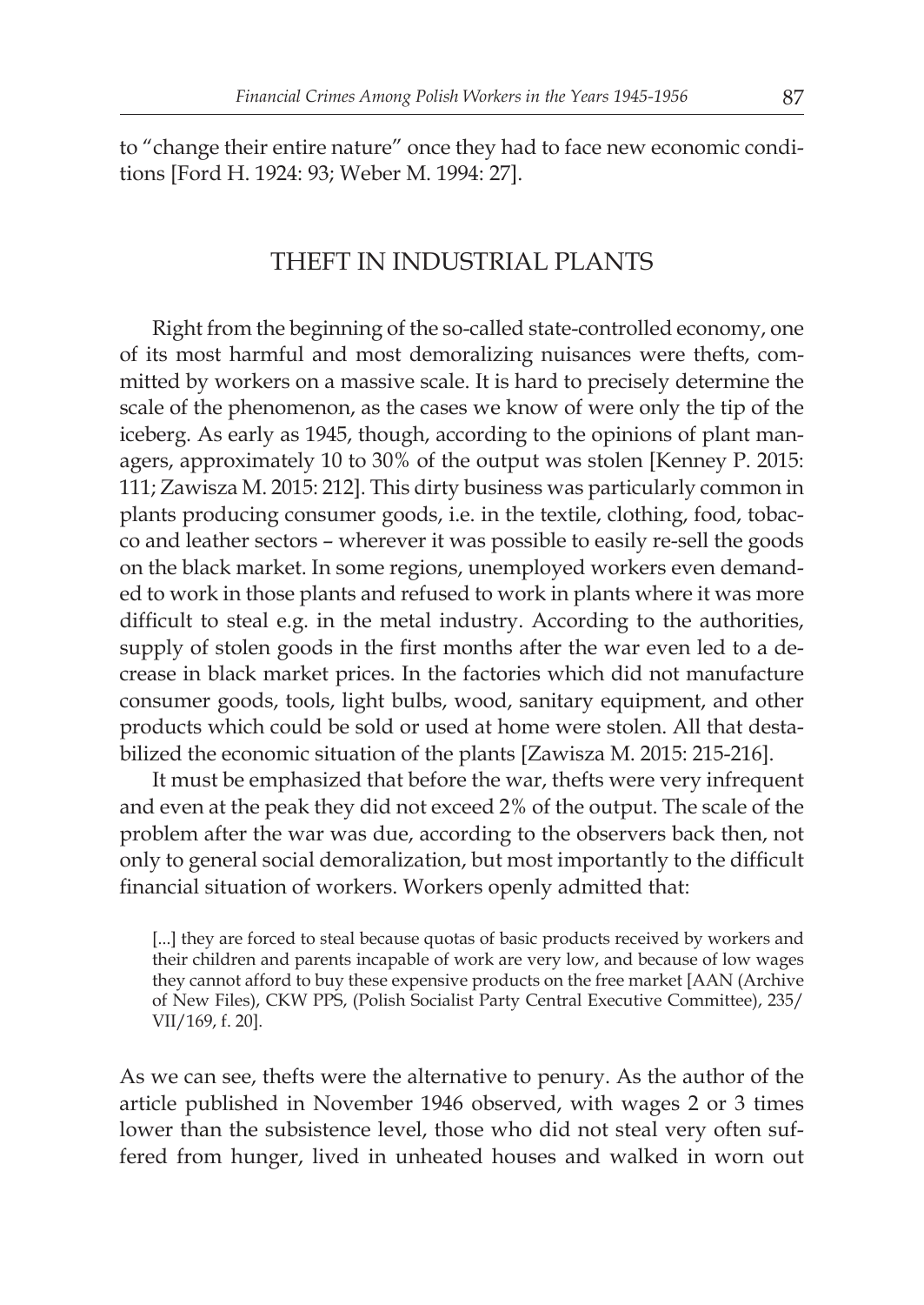to "change their entire nature" once they had to face new economic conditions [Ford H. 1924: 93; Weber M. 1994: 27].

## THEFT IN INDUSTRIAL PLANTS

Right from the beginning of the so-called state-controlled economy, one of its most harmful and most demoralizing nuisances were thefts, committed by workers on a massive scale. It is hard to precisely determine the scale of the phenomenon, as the cases we know of were only the tip of the iceberg. As early as 1945, though, according to the opinions of plant managers, approximately 10 to 30% of the output was stolen [Kenney P. 2015: 111; Zawisza M. 2015: 212]. This dirty business was particularly common in plants producing consumer goods, i.e. in the textile, clothing, food, tobacco and leather sectors – wherever it was possible to easily re-sell the goods on the black market. In some regions, unemployed workers even demanded to work in those plants and refused to work in plants where it was more difficult to steal e.g. in the metal industry. According to the authorities, supply of stolen goods in the first months after the war even led to a decrease in black market prices. In the factories which did not manufacture consumer goods, tools, light bulbs, wood, sanitary equipment, and other products which could be sold or used at home were stolen. All that destabilized the economic situation of the plants [Zawisza M. 2015: 215-216].

It must be emphasized that before the war, thefts were very infrequent and even at the peak they did not exceed 2% of the output. The scale of the problem after the war was due, according to the observers back then, not only to general social demoralization, but most importantly to the difficult financial situation of workers. Workers openly admitted that:

> [...] they are forced to steal because quotas of basic products received by workers and their children and parents incapable of work are very low, and because of low wages they cannot afford to buy these expensive products on the free market [AAN (Archive of New Files), CKW PPS, (Polish Socialist Party Central Executive Committee), 235/VII/169, f. 20].

As we can see, thefts were the alternative to penury. As the author of the article published in November 1946 observed, with wages 2 or 3 times lower than the subsistence level, those who did not steal very often suffered from hunger, lived in unheated houses and walked in worn out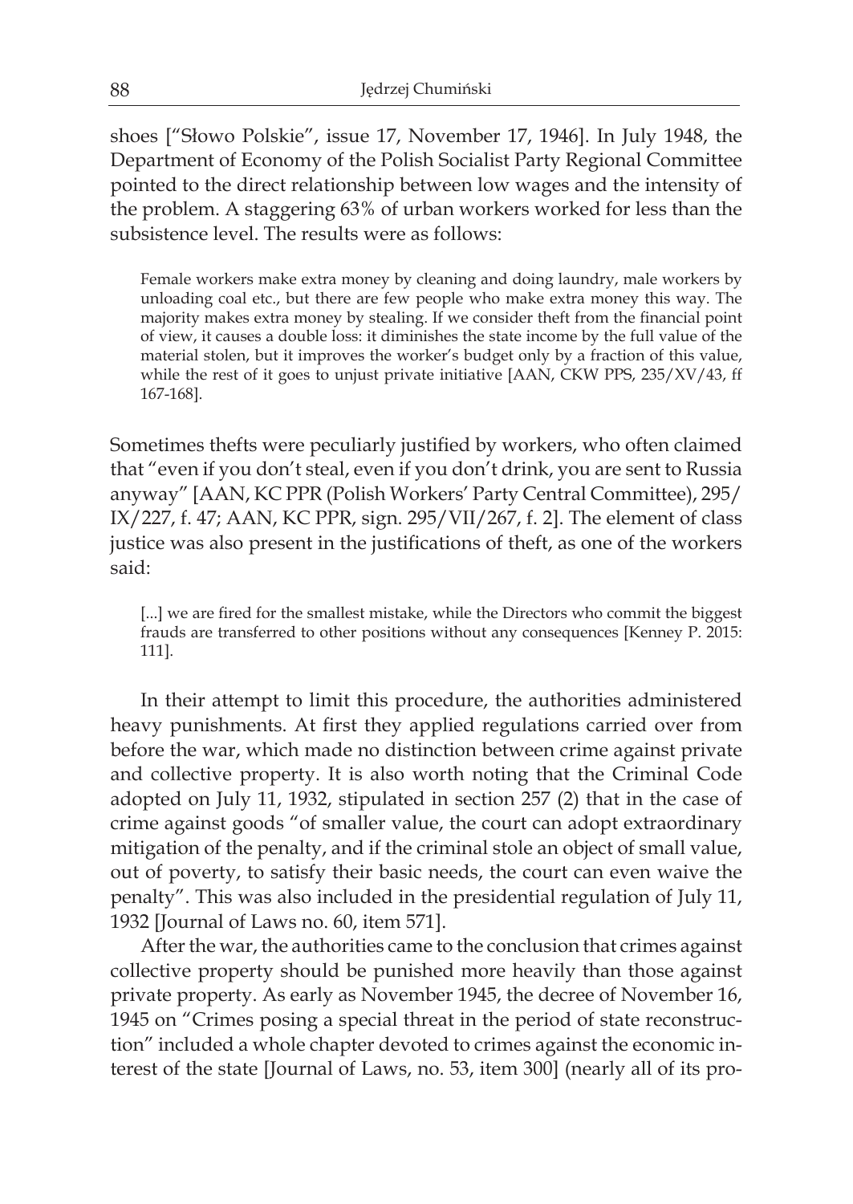shoes ["Słowo Polskie", issue 17, November 17, 1946]. In July 1948, the Department of Economy of the Polish Socialist Party Regional Committee pointed to the direct relationship between low wages and the intensity of the problem. A staggering 63% of urban workers worked for less than the subsistence level. The results were as follows:

> Female workers make extra money by cleaning and doing laundry, male workers by unloading coal etc., but there are few people who make extra money this way. The majority makes extra money by stealing. If we consider theft from the financial point of view, it causes a double loss: it diminishes the state income by the full value of the material stolen, but it improves the worker's budget only by a fraction of this value, while the rest of it goes to unjust private initiative [AAN, CKW PPS, 235/XV/43, ff 167-168].

Sometimes thefts were peculiarly justified by workers, who often claimed that "even if you don't steal, even if you don't drink, you are sent to Russia anyway" [AAN, KC PPR (Polish Workers' Party Central Committee), 295/IX/227, f. 47; AAN, KC PPR, sign. 295/VII/267, f. 2]. The element of class justice was also present in the justifications of theft, as one of the workers said:

> [...] we are fired for the smallest mistake, while the Directors who commit the biggest frauds are transferred to other positions without any consequences [Kenney P. 2015: 111].

In their attempt to limit this procedure, the authorities administered heavy punishments. At first they applied regulations carried over from before the war, which made no distinction between crime against private and collective property. It is also worth noting that the Criminal Code adopted on July 11, 1932, stipulated in section 257 (2) that in the case of crime against goods "of smaller value, the court can adopt extraordinary mitigation of the penalty, and if the criminal stole an object of small value, out of poverty, to satisfy their basic needs, the court can even waive the penalty". This was also included in the presidential regulation of July 11, 1932 [Journal of Laws no. 60, item 571].

After the war, the authorities came to the conclusion that crimes against collective property should be punished more heavily than those against private property. As early as November 1945, the decree of November 16, 1945 on "Crimes posing a special threat in the period of state reconstruction" included a whole chapter devoted to crimes against the economic interest of the state [Journal of Laws, no. 53, item 300] (nearly all of its pro-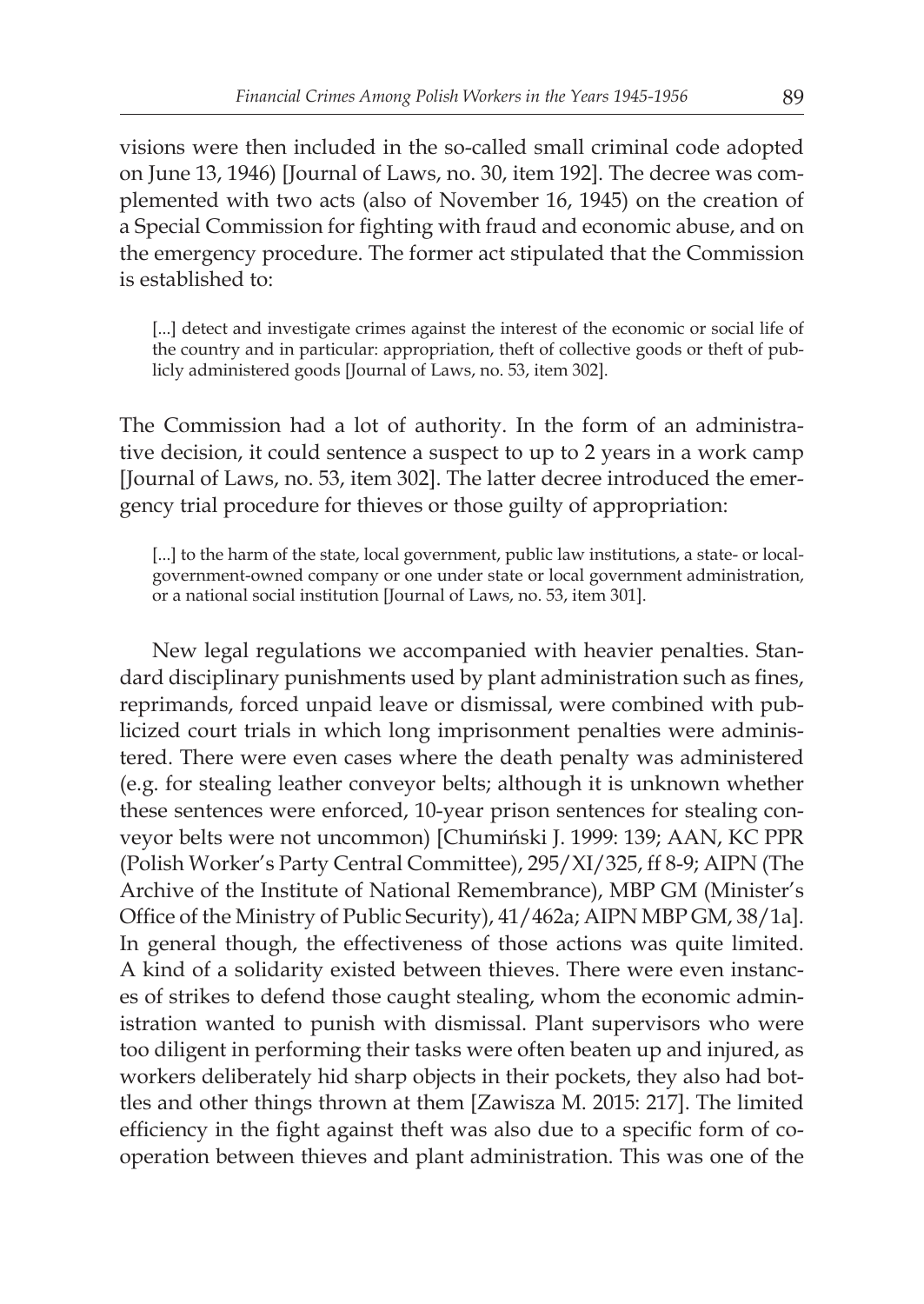visions were then included in the so-called small criminal code adopted on June 13, 1946) [Journal of Laws, no. 30, item 192]. The decree was complemented with two acts (also of November 16, 1945) on the creation of a Special Commission for fighting with fraud and economic abuse, and on the emergency procedure. The former act stipulated that the Commission is established to:

> [...] detect and investigate crimes against the interest of the economic or social life of the country and in particular: appropriation, theft of collective goods or theft of publicly administered goods [Journal of Laws, no. 53, item 302].

The Commission had a lot of authority. In the form of an administrative decision, it could sentence a suspect to up to 2 years in a work camp [Journal of Laws, no. 53, item 302]. The latter decree introduced the emergency trial procedure for thieves or those guilty of appropriation:

> [...] to the harm of the state, local government, public law institutions, a state- or local-government-owned company or one under state or local government administration, or a national social institution [Journal of Laws, no. 53, item 301].

New legal regulations we accompanied with heavier penalties. Standard disciplinary punishments used by plant administration such as fines, reprimands, forced unpaid leave or dismissal, were combined with publicized court trials in which long imprisonment penalties were administered. There were even cases where the death penalty was administered (e.g. for stealing leather conveyor belts; although it is unknown whether these sentences were enforced, 10-year prison sentences for stealing conveyor belts were not uncommon) [Chumiński J. 1999: 139; AAN, KC PPR (Polish Worker's Party Central Committee), 295/XI/325, ff 8-9; AIPN (The Archive of the Institute of National Remembrance), MBP GM (Minister's Office of the Ministry of Public Security), 41/462a; AIPN MBP GM, 38/1a]. In general though, the effectiveness of those actions was quite limited. A kind of a solidarity existed between thieves. There were even instances of strikes to defend those caught stealing, whom the economic administration wanted to punish with dismissal. Plant supervisors who were too diligent in performing their tasks were often beaten up and injured, as workers deliberately hid sharp objects in their pockets, they also had bottles and other things thrown at them [Zawisza M. 2015: 217]. The limited efficiency in the fight against theft was also due to a specific form of cooperation between thieves and plant administration. This was one of the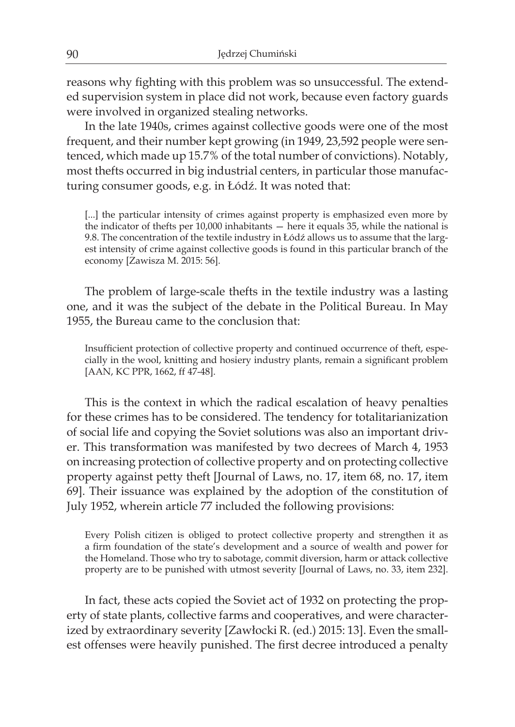reasons why fighting with this problem was so unsuccessful. The extended supervision system in place did not work, because even factory guards were involved in organized stealing networks.

In the late 1940s, crimes against collective goods were one of the most frequent, and their number kept growing (in 1949, 23,592 people were sentenced, which made up 15.7% of the total number of convictions). Notably, most thefts occurred in big industrial centers, in particular those manufacturing consumer goods, e.g. in Łódź. It was noted that:

> [...] the particular intensity of crimes against property is emphasized even more by the indicator of thefts per 10,000 inhabitants — here it equals 35, while the national is 9.8. The concentration of the textile industry in Łódź allows us to assume that the largest intensity of crime against collective goods is found in this particular branch of the economy [Zawisza M. 2015: 56].

The problem of large-scale thefts in the textile industry was a lasting one, and it was the subject of the debate in the Political Bureau. In May 1955, the Bureau came to the conclusion that:

> Insufficient protection of collective property and continued occurrence of theft, especially in the wool, knitting and hosiery industry plants, remain a significant problem [AAN, KC PPR, 1662, ff 47-48].

This is the context in which the radical escalation of heavy penalties for these crimes has to be considered. The tendency for totalitarianization of social life and copying the Soviet solutions was also an important driver. This transformation was manifested by two decrees of March 4, 1953 on increasing protection of collective property and on protecting collective property against petty theft [Journal of Laws, no. 17, item 68, no. 17, item 69]. Their issuance was explained by the adoption of the constitution of July 1952, wherein article 77 included the following provisions:

> Every Polish citizen is obliged to protect collective property and strengthen it as a firm foundation of the state's development and a source of wealth and power for the Homeland. Those who try to sabotage, commit diversion, harm or attack collective property are to be punished with utmost severity [Journal of Laws, no. 33, item 232].

In fact, these acts copied the Soviet act of 1932 on protecting the property of state plants, collective farms and cooperatives, and were characterized by extraordinary severity [Zawłocki R. (ed.) 2015: 13]. Even the smallest offenses were heavily punished. The first decree introduced a penalty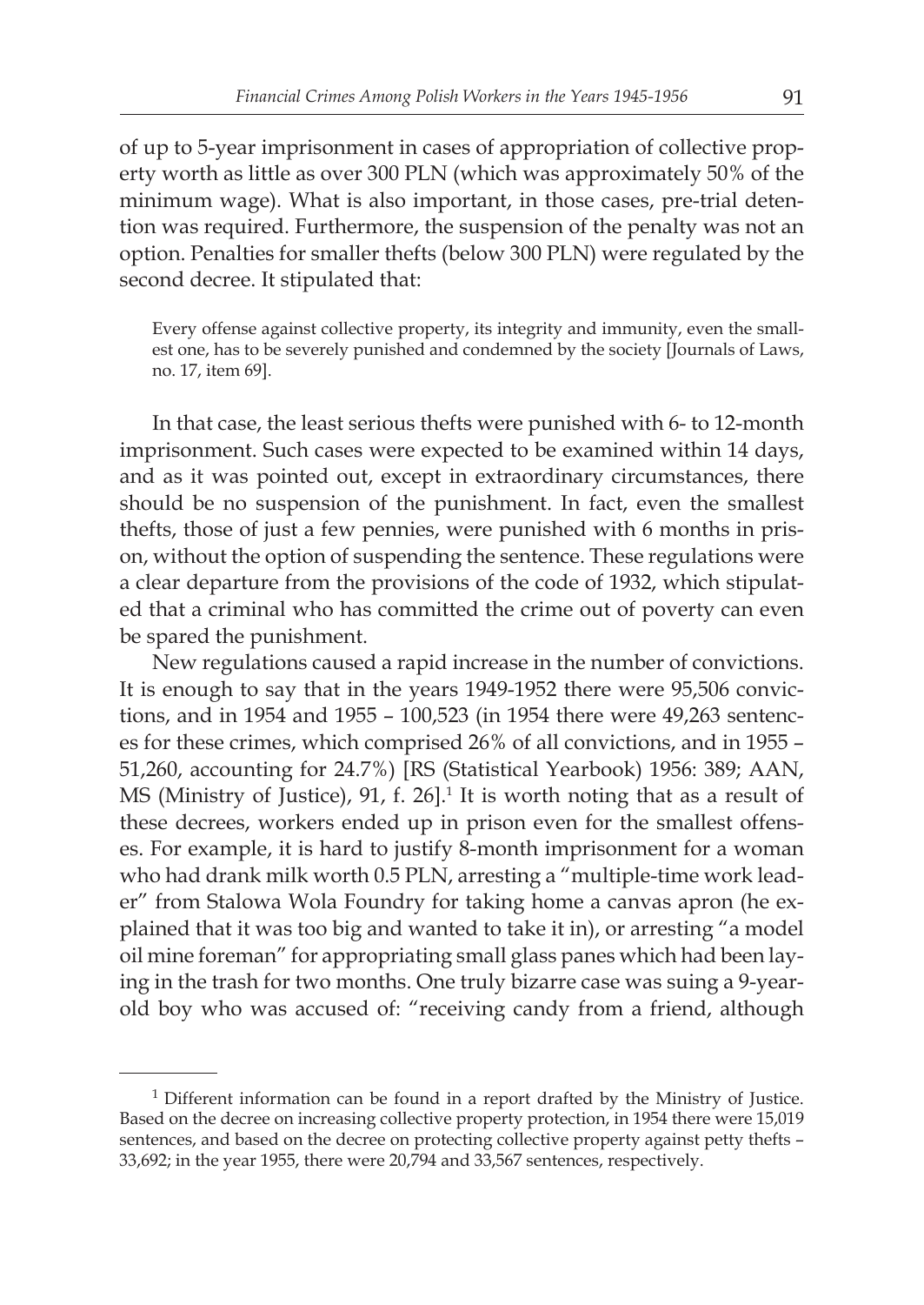of up to 5-year imprisonment in cases of appropriation of collective property worth as little as over 300 PLN (which was approximately 50% of the minimum wage). What is also important, in those cases, pre-trial detention was required. Furthermore, the suspension of the penalty was not an option. Penalties for smaller thefts (below 300 PLN) were regulated by the second decree. It stipulated that:

> Every offense against collective property, its integrity and immunity, even the smallest one, has to be severely punished and condemned by the society [Journals of Laws, no. 17, item 69].

In that case, the least serious thefts were punished with 6- to 12-month imprisonment. Such cases were expected to be examined within 14 days, and as it was pointed out, except in extraordinary circumstances, there should be no suspension of the punishment. In fact, even the smallest thefts, those of just a few pennies, were punished with 6 months in prison, without the option of suspending the sentence. These regulations were a clear departure from the provisions of the code of 1932, which stipulated that a criminal who has committed the crime out of poverty can even be spared the punishment.

New regulations caused a rapid increase in the number of convictions. It is enough to say that in the years 1949-1952 there were 95,506 convictions, and in 1954 and 1955 – 100,523 (in 1954 there were 49,263 sentences for these crimes, which comprised 26% of all convictions, and in 1955 – 51,260, accounting for 24.7%) [RS (Statistical Yearbook) 1956: 389; AAN, MS (Ministry of Justice), 91, f. 26].[1] It is worth noting that as a result of these decrees, workers ended up in prison even for the smallest offenses. For example, it is hard to justify 8-month imprisonment for a woman who had drank milk worth 0.5 PLN, arresting a "multiple-time work leader" from Stalowa Wola Foundry for taking home a canvas apron (he explained that it was too big and wanted to take it in), or arresting "a model oil mine foreman" for appropriating small glass panes which had been laying in the trash for two months. One truly bizarre case was suing a 9-year-old boy who was accused of: "receiving candy from a friend, although

---

[1] Different information can be found in a report drafted by the Ministry of Justice. Based on the decree on increasing collective property protection, in 1954 there were 15,019 sentences, and based on the decree on protecting collective property against petty thefts – 33,692; in the year 1955, there were 20,794 and 33,567 sentences, respectively.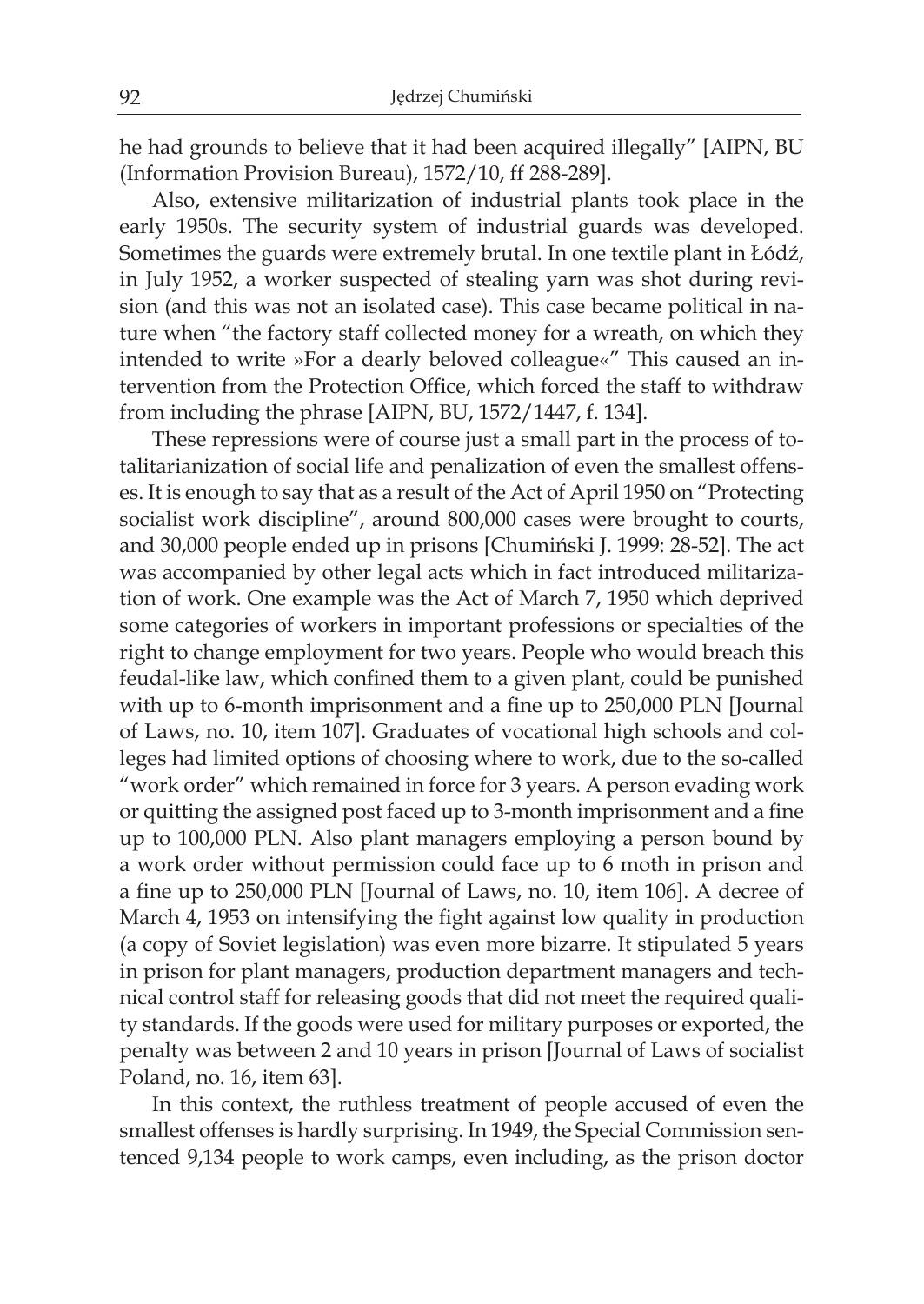he had grounds to believe that it had been acquired illegally" [AIPN, BU (Information Provision Bureau), 1572/10, ff 288-289].

Also, extensive militarization of industrial plants took place in the early 1950s. The security system of industrial guards was developed. Sometimes the guards were extremely brutal. In one textile plant in Łódź, in July 1952, a worker suspected of stealing yarn was shot during revision (and this was not an isolated case). This case became political in nature when "the factory staff collected money for a wreath, on which they intended to write »For a dearly beloved colleague«" This caused an intervention from the Protection Office, which forced the staff to withdraw from including the phrase [AIPN, BU, 1572/1447, f. 134].

These repressions were of course just a small part in the process of totalitarianization of social life and penalization of even the smallest offenses. It is enough to say that as a result of the Act of April 1950 on "Protecting socialist work discipline", around 800,000 cases were brought to courts, and 30,000 people ended up in prisons [Chumiński J. 1999: 28-52]. The act was accompanied by other legal acts which in fact introduced militarization of work. One example was the Act of March 7, 1950 which deprived some categories of workers in important professions or specialties of the right to change employment for two years. People who would breach this feudal-like law, which confined them to a given plant, could be punished with up to 6-month imprisonment and a fine up to 250,000 PLN [Journal of Laws, no. 10, item 107]. Graduates of vocational high schools and colleges had limited options of choosing where to work, due to the so-called "work order" which remained in force for 3 years. A person evading work or quitting the assigned post faced up to 3-month imprisonment and a fine up to 100,000 PLN. Also plant managers employing a person bound by a work order without permission could face up to 6 moth in prison and a fine up to 250,000 PLN [Journal of Laws, no. 10, item 106]. A decree of March 4, 1953 on intensifying the fight against low quality in production (a copy of Soviet legislation) was even more bizarre. It stipulated 5 years in prison for plant managers, production department managers and technical control staff for releasing goods that did not meet the required quality standards. If the goods were used for military purposes or exported, the penalty was between 2 and 10 years in prison [Journal of Laws of socialist Poland, no. 16, item 63].

In this context, the ruthless treatment of people accused of even the smallest offenses is hardly surprising. In 1949, the Special Commission sentenced 9,134 people to work camps, even including, as the prison doctor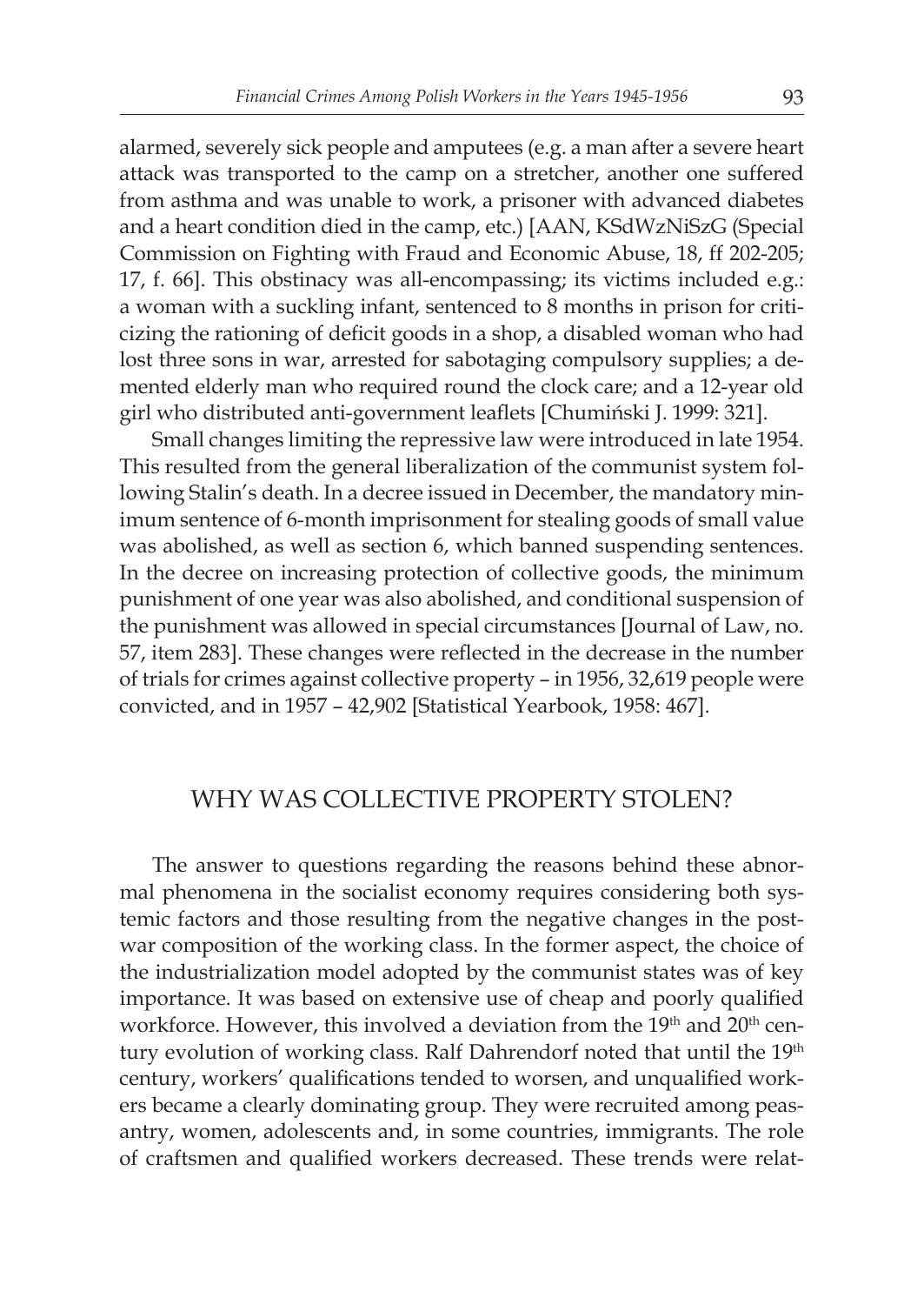alarmed, severely sick people and amputees (e.g. a man after a severe heart attack was transported to the camp on a stretcher, another one suffered from asthma and was unable to work, a prisoner with advanced diabetes and a heart condition died in the camp, etc.) [AAN, KSdWzNiSzG (Special Commission on Fighting with Fraud and Economic Abuse, 18, ff 202-205; 17, f. 66]. This obstinacy was all-encompassing; its victims included e.g.: a woman with a suckling infant, sentenced to 8 months in prison for criticizing the rationing of deficit goods in a shop, a disabled woman who had lost three sons in war, arrested for sabotaging compulsory supplies; a demented elderly man who required round the clock care; and a 12-year old girl who distributed anti-government leaflets [Chumiński J. 1999: 321].

Small changes limiting the repressive law were introduced in late 1954. This resulted from the general liberalization of the communist system following Stalin's death. In a decree issued in December, the mandatory minimum sentence of 6-month imprisonment for stealing goods of small value was abolished, as well as section 6, which banned suspending sentences. In the decree on increasing protection of collective goods, the minimum punishment of one year was also abolished, and conditional suspension of the punishment was allowed in special circumstances [Journal of Law, no. 57, item 283]. These changes were reflected in the decrease in the number of trials for crimes against collective property – in 1956, 32,619 people were convicted, and in 1957 – 42,902 [Statistical Yearbook, 1958: 467].

## WHY WAS COLLECTIVE PROPERTY STOLEN?

The answer to questions regarding the reasons behind these abnormal phenomena in the socialist economy requires considering both systemic factors and those resulting from the negative changes in the post-war composition of the working class. In the former aspect, the choice of the industrialization model adopted by the communist states was of key importance. It was based on extensive use of cheap and poorly qualified workforce. However, this involved a deviation from the 19th and 20th century evolution of working class. Ralf Dahrendorf noted that until the 19th century, workers' qualifications tended to worsen, and unqualified workers became a clearly dominating group. They were recruited among peasantry, women, adolescents and, in some countries, immigrants. The role of craftsmen and qualified workers decreased. These trends were relat-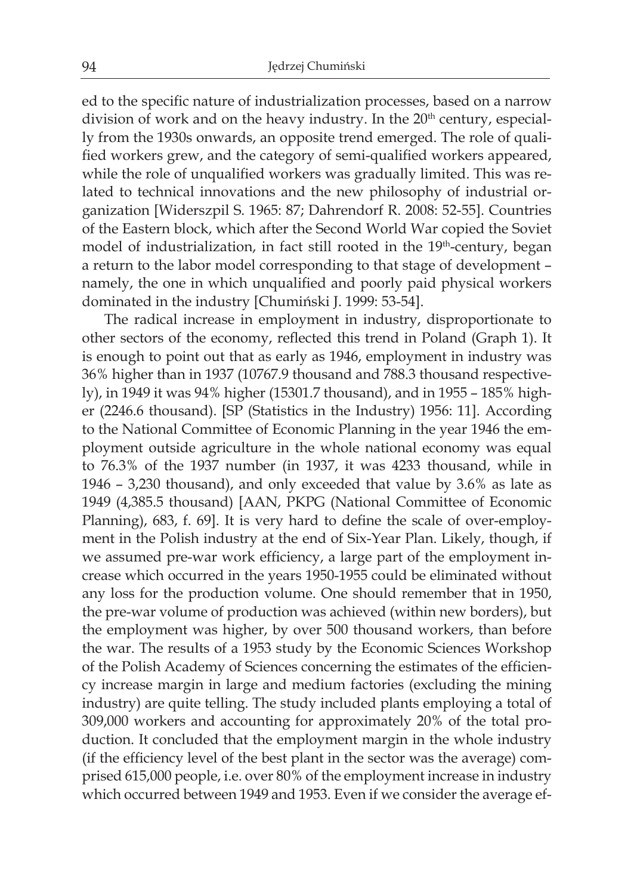ed to the specific nature of industrialization processes, based on a narrow division of work and on the heavy industry. In the 20th century, especially from the 1930s onwards, an opposite trend emerged. The role of qualified workers grew, and the category of semi-qualified workers appeared, while the role of unqualified workers was gradually limited. This was related to technical innovations and the new philosophy of industrial organization [Widerszpil S. 1965: 87; Dahrendorf R. 2008: 52-55]. Countries of the Eastern block, which after the Second World War copied the Soviet model of industrialization, in fact still rooted in the 19th-century, began a return to the labor model corresponding to that stage of development – namely, the one in which unqualified and poorly paid physical workers dominated in the industry [Chumiński J. 1999: 53-54].

The radical increase in employment in industry, disproportionate to other sectors of the economy, reflected this trend in Poland (Graph 1). It is enough to point out that as early as 1946, employment in industry was 36% higher than in 1937 (10767.9 thousand and 788.3 thousand respectively), in 1949 it was 94% higher (15301.7 thousand), and in 1955 – 185% higher (2246.6 thousand). [SP (Statistics in the Industry) 1956: 11]. According to the National Committee of Economic Planning in the year 1946 the employment outside agriculture in the whole national economy was equal to 76.3% of the 1937 number (in 1937, it was 4233 thousand, while in 1946 – 3,230 thousand), and only exceeded that value by 3.6% as late as 1949 (4,385.5 thousand) [AAN, PKPG (National Committee of Economic Planning), 683, f. 69]. It is very hard to define the scale of over-employment in the Polish industry at the end of Six-Year Plan. Likely, though, if we assumed pre-war work efficiency, a large part of the employment increase which occurred in the years 1950-1955 could be eliminated without any loss for the production volume. One should remember that in 1950, the pre-war volume of production was achieved (within new borders), but the employment was higher, by over 500 thousand workers, than before the war. The results of a 1953 study by the Economic Sciences Workshop of the Polish Academy of Sciences concerning the estimates of the efficiency increase margin in large and medium factories (excluding the mining industry) are quite telling. The study included plants employing a total of 309,000 workers and accounting for approximately 20% of the total production. It concluded that the employment margin in the whole industry (if the efficiency level of the best plant in the sector was the average) comprised 615,000 people, i.e. over 80% of the employment increase in industry which occurred between 1949 and 1953. Even if we consider the average ef-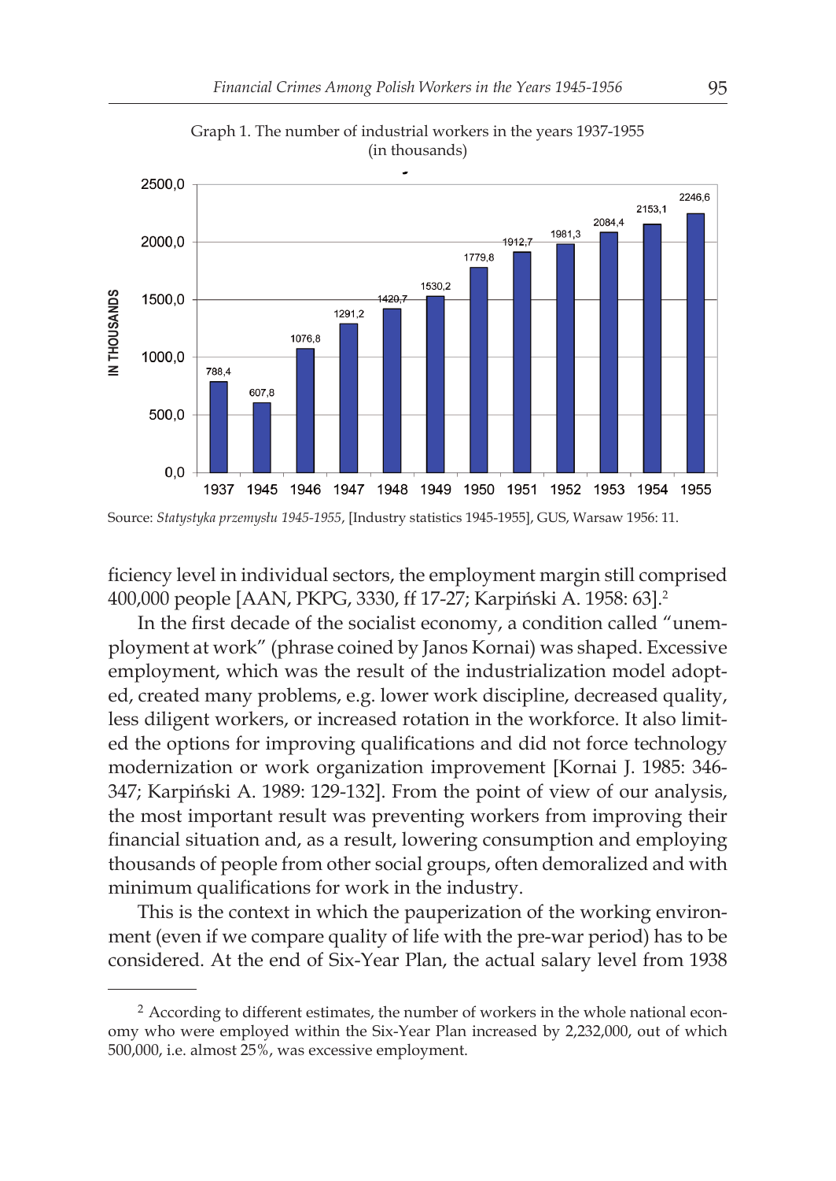Graph 1. The number of industrial workers in the years 1937-1955 (in thousands)

| Year | In thousands |
|---|---|
| 1937 | 788,4 |
| 1945 | 607,8 |
| 1946 | 1076,8 |
| 1947 | 1291,2 |
| 1948 | 1420,7 |
| 1949 | 1530,2 |
| 1950 | 1779,8 |
| 1951 | 1912,7 |
| 1952 | 1981,3 |
| 1953 | 2084,4 |
| 1954 | 2153,1 |
| 1955 | 2246,6 |

Source: *Statystyka przemysłu 1945-1955*, [Industry statistics 1945-1955], GUS, Warsaw 1956: 11.

ficiency level in individual sectors, the employment margin still comprised 400,000 people [AAN, PKPG, 3330, ff 17-27; Karpiński A. 1958: 63].[2]

In the first decade of the socialist economy, a condition called "unemployment at work" (phrase coined by Janos Kornai) was shaped. Excessive employment, which was the result of the industrialization model adopted, created many problems, e.g. lower work discipline, decreased quality, less diligent workers, or increased rotation in the workforce. It also limited the options for improving qualifications and did not force technology modernization or work organization improvement [Kornai J. 1985: 346-347; Karpiński A. 1989: 129-132]. From the point of view of our analysis, the most important result was preventing workers from improving their financial situation and, as a result, lowering consumption and employing thousands of people from other social groups, often demoralized and with minimum qualifications for work in the industry.

This is the context in which the pauperization of the working environment (even if we compare quality of life with the pre-war period) has to be considered. At the end of Six-Year Plan, the actual salary level from 1938

---

[2] According to different estimates, the number of workers in the whole national economy who were employed within the Six-Year Plan increased by 2,232,000, out of which 500,000, i.e. almost 25%, was excessive employment.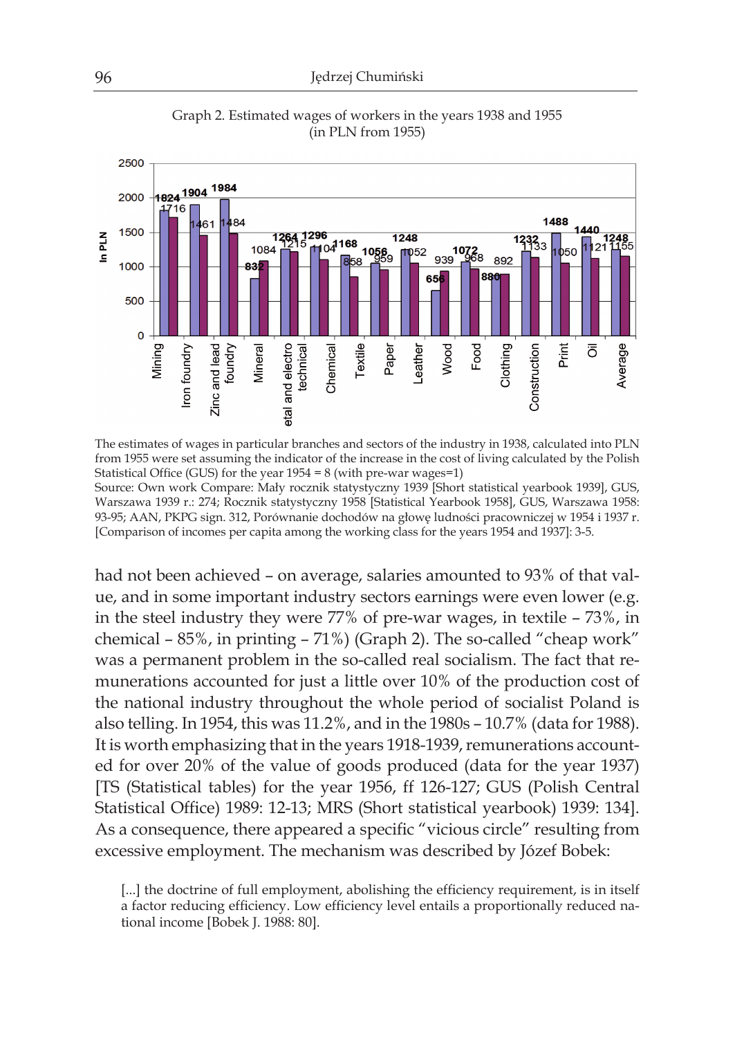Graph 2. Estimated wages of workers in the years 1938 and 1955 (in PLN from 1955)

The estimates of wages in particular branches and sectors of the industry in 1938, calculated into PLN from 1955 were set assuming the indicator of the increase in the cost of living calculated by the Polish Statistical Office (GUS) for the year 1954 = 8 (with pre-war wages=1)

Source: Own work Compare: Mały rocznik statystyczny 1939 [Short statistical yearbook 1939], GUS, Warszawa 1939 r.: 274; Rocznik statystyczny 1958 [Statistical Yearbook 1958], GUS, Warszawa 1958: 93-95; AAN, PKPG sign. 312, Porównanie dochodów na głowę ludności pracowniczej w 1954 i 1937 r. [Comparison of incomes per capita among the working class for the years 1954 and 1937]: 3-5.

had not been achieved – on average, salaries amounted to 93% of that value, and in some important industry sectors earnings were even lower (e.g. in the steel industry they were 77% of pre-war wages, in textile – 73%, in chemical – 85%, in printing – 71%) (Graph 2). The so-called "cheap work" was a permanent problem in the so-called real socialism. The fact that remunerations accounted for just a little over 10% of the production cost of the national industry throughout the whole period of socialist Poland is also telling. In 1954, this was 11.2%, and in the 1980s – 10.7% (data for 1988). It is worth emphasizing that in the years 1918-1939, remunerations accounted for over 20% of the value of goods produced (data for the year 1937) [TS (Statistical tables) for the year 1956, ff 126-127; GUS (Polish Central Statistical Office) 1989: 12-13; MRS (Short statistical yearbook) 1939: 134]. As a consequence, there appeared a specific "vicious circle" resulting from excessive employment. The mechanism was described by Józef Bobek:

> [...] the doctrine of full employment, abolishing the efficiency requirement, is in itself a factor reducing efficiency. Low efficiency level entails a proportionally reduced national income [Bobek J. 1988: 80].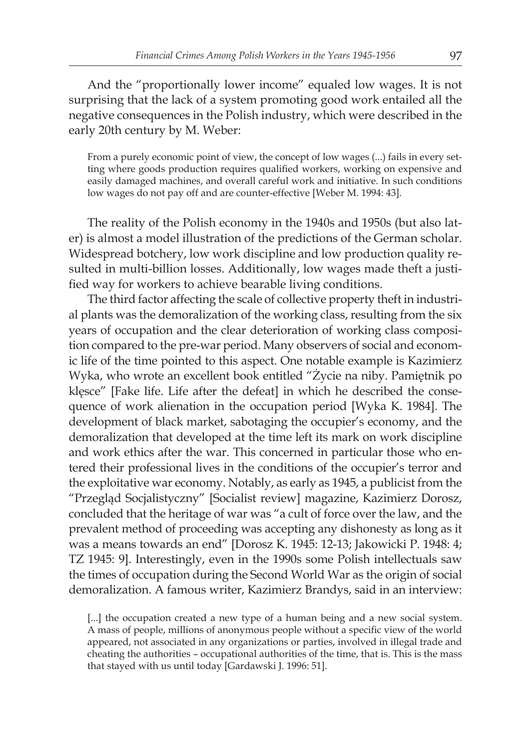And the "proportionally lower income" equaled low wages. It is not surprising that the lack of a system promoting good work entailed all the negative consequences in the Polish industry, which were described in the early 20th century by M. Weber:

> From a purely economic point of view, the concept of low wages (...) fails in every setting where goods production requires qualified workers, working on expensive and easily damaged machines, and overall careful work and initiative. In such conditions low wages do not pay off and are counter-effective [Weber M. 1994: 43].

The reality of the Polish economy in the 1940s and 1950s (but also later) is almost a model illustration of the predictions of the German scholar. Widespread botchery, low work discipline and low production quality resulted in multi-billion losses. Additionally, low wages made theft a justified way for workers to achieve bearable living conditions.

The third factor affecting the scale of collective property theft in industrial plants was the demoralization of the working class, resulting from the six years of occupation and the clear deterioration of working class composition compared to the pre-war period. Many observers of social and economic life of the time pointed to this aspect. One notable example is Kazimierz Wyka, who wrote an excellent book entitled "Życie na niby. Pamiętnik po klęsce" [Fake life. Life after the defeat] in which he described the consequence of work alienation in the occupation period [Wyka K. 1984]. The development of black market, sabotaging the occupier's economy, and the demoralization that developed at the time left its mark on work discipline and work ethics after the war. This concerned in particular those who entered their professional lives in the conditions of the occupier's terror and the exploitative war economy. Notably, as early as 1945, a publicist from the "Przegląd Socjalistyczny" [Socialist review] magazine, Kazimierz Dorosz, concluded that the heritage of war was "a cult of force over the law, and the prevalent method of proceeding was accepting any dishonesty as long as it was a means towards an end" [Dorosz K. 1945: 12-13; Jakowicki P. 1948: 4; TZ 1945: 9]. Interestingly, even in the 1990s some Polish intellectuals saw the times of occupation during the Second World War as the origin of social demoralization. A famous writer, Kazimierz Brandys, said in an interview:

> [...] the occupation created a new type of a human being and a new social system. A mass of people, millions of anonymous people without a specific view of the world appeared, not associated in any organizations or parties, involved in illegal trade and cheating the authorities – occupational authorities of the time, that is. This is the mass that stayed with us until today [Gardawski J. 1996: 51].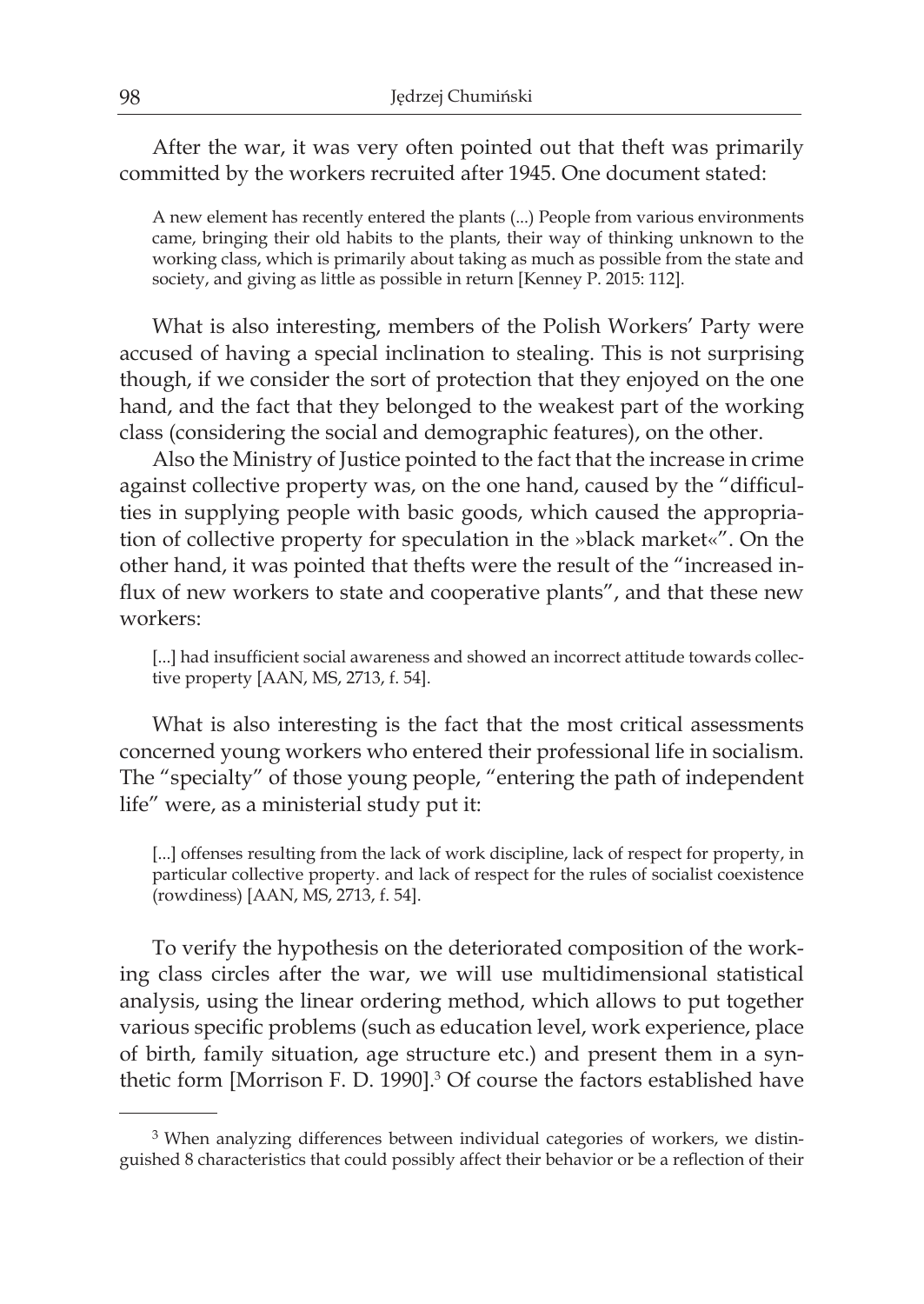After the war, it was very often pointed out that theft was primarily committed by the workers recruited after 1945. One document stated:

> A new element has recently entered the plants (...) People from various environments came, bringing their old habits to the plants, their way of thinking unknown to the working class, which is primarily about taking as much as possible from the state and society, and giving as little as possible in return [Kenney P. 2015: 112].

What is also interesting, members of the Polish Workers' Party were accused of having a special inclination to stealing. This is not surprising though, if we consider the sort of protection that they enjoyed on the one hand, and the fact that they belonged to the weakest part of the working class (considering the social and demographic features), on the other.

Also the Ministry of Justice pointed to the fact that the increase in crime against collective property was, on the one hand, caused by the "difficulties in supplying people with basic goods, which caused the appropriation of collective property for speculation in the »black market«". On the other hand, it was pointed that thefts were the result of the "increased influx of new workers to state and cooperative plants", and that these new workers:

> [...] had insufficient social awareness and showed an incorrect attitude towards collective property [AAN, MS, 2713, f. 54].

What is also interesting is the fact that the most critical assessments concerned young workers who entered their professional life in socialism. The "specialty" of those young people, "entering the path of independent life" were, as a ministerial study put it:

> [...] offenses resulting from the lack of work discipline, lack of respect for property, in particular collective property. and lack of respect for the rules of socialist coexistence (rowdiness) [AAN, MS, 2713, f. 54].

To verify the hypothesis on the deteriorated composition of the working class circles after the war, we will use multidimensional statistical analysis, using the linear ordering method, which allows to put together various specific problems (such as education level, work experience, place of birth, family situation, age structure etc.) and present them in a synthetic form [Morrison F. D. 1990].[3] Of course the factors established have

---

[3] When analyzing differences between individual categories of workers, we distinguished 8 characteristics that could possibly affect their behavior or be a reflection of their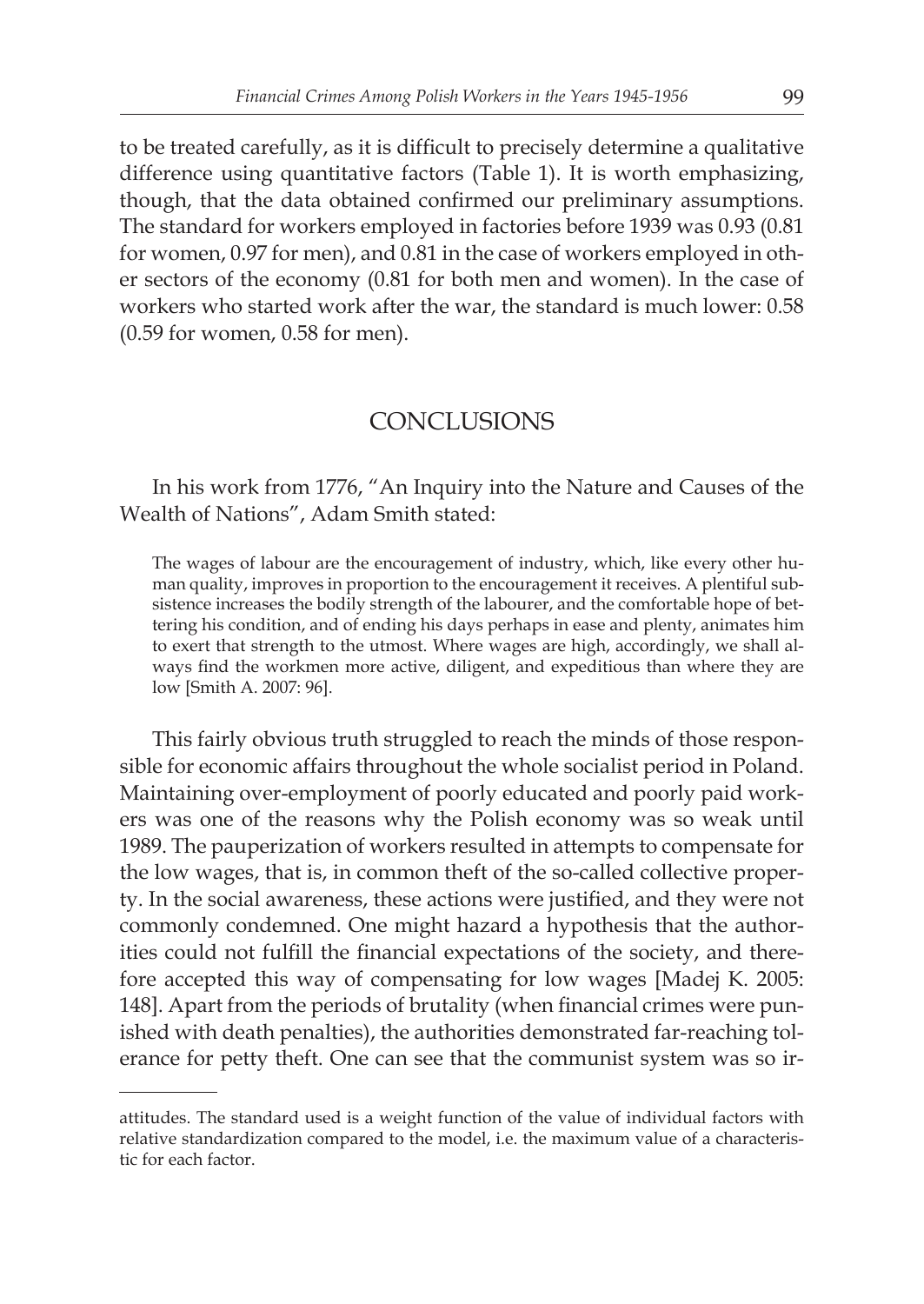to be treated carefully, as it is difficult to precisely determine a qualitative difference using quantitative factors (Table 1). It is worth emphasizing, though, that the data obtained confirmed our preliminary assumptions. The standard for workers employed in factories before 1939 was 0.93 (0.81 for women, 0.97 for men), and 0.81 in the case of workers employed in other sectors of the economy (0.81 for both men and women). In the case of workers who started work after the war, the standard is much lower: 0.58 (0.59 for women, 0.58 for men).

## CONCLUSIONS

In his work from 1776, "An Inquiry into the Nature and Causes of the Wealth of Nations", Adam Smith stated:

> The wages of labour are the encouragement of industry, which, like every other human quality, improves in proportion to the encouragement it receives. A plentiful subsistence increases the bodily strength of the labourer, and the comfortable hope of bettering his condition, and of ending his days perhaps in ease and plenty, animates him to exert that strength to the utmost. Where wages are high, accordingly, we shall always find the workmen more active, diligent, and expeditious than where they are low [Smith A. 2007: 96].

This fairly obvious truth struggled to reach the minds of those responsible for economic affairs throughout the whole socialist period in Poland. Maintaining over-employment of poorly educated and poorly paid workers was one of the reasons why the Polish economy was so weak until 1989. The pauperization of workers resulted in attempts to compensate for the low wages, that is, in common theft of the so-called collective property. In the social awareness, these actions were justified, and they were not commonly condemned. One might hazard a hypothesis that the authorities could not fulfill the financial expectations of the society, and therefore accepted this way of compensating for low wages [Madej K. 2005: 148]. Apart from the periods of brutality (when financial crimes were punished with death penalties), the authorities demonstrated far-reaching tolerance for petty theft. One can see that the communist system was so ir-

---

attitudes. The standard used is a weight function of the value of individual factors with relative standardization compared to the model, i.e. the maximum value of a characteristic for each factor.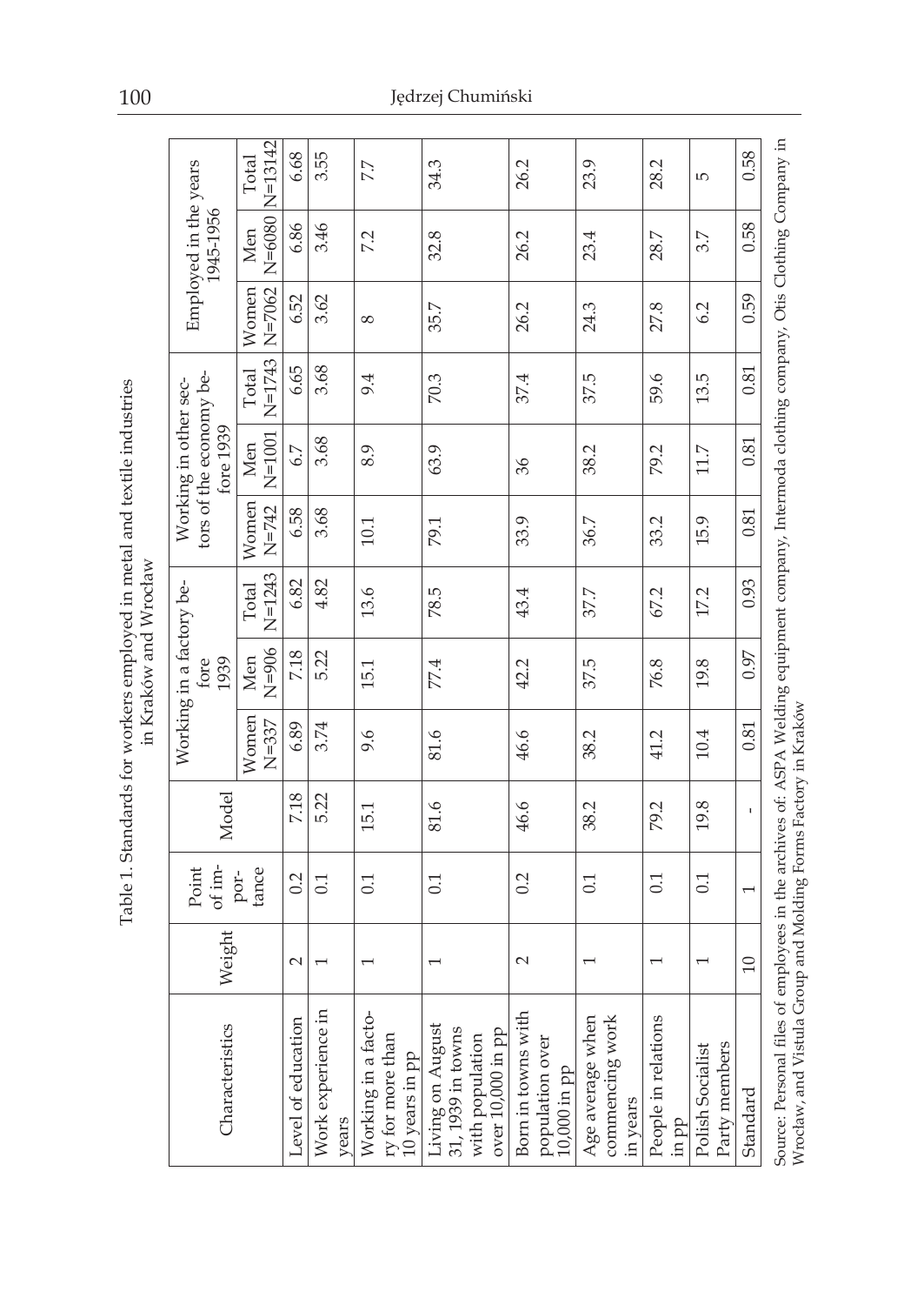Table 1. Standards for workers employed in metal and textile industries in Kraków and Wrocław

| Characteristics | Weight | Point of importance | Model | Working in a factory before 1939 | | | Working in other sectors of the economy before 1939 | | | Employed in the years 1945-1956 | | |
|---|---|---|---|---|---|---|---|---|---|---|---|---|
| | | | | Women N=337 | Men N=906 | Total N=1243 | Women N=742 | Men N=1001 | Total N=1743 | Women N=7062 | Men N=6080 | Total N=13142 |
| Level of education | 2 | 0.2 | 7.18 | 6.89 | 7.18 | 6.82 | 6.58 | 6.7 | 6.65 | 6.52 | 6.86 | 6.68 |
| Work experience in years | 1 | 0.1 | 5.22 | 3.74 | 5.22 | 4.82 | 3.68 | 3.68 | 3.68 | 3.62 | 3.46 | 3.55 |
| Working in a factory for more than 10 years in pp | 1 | 0.1 | 15.1 | 9.6 | 15.1 | 13.6 | 10.1 | 8.9 | 9.4 | 8 | 7.2 | 7.7 |
| Living on August 31, 1939 in towns with population over 10,000 in pp | 1 | 0.1 | 81.6 | 81.6 | 77.4 | 78.5 | 79.1 | 63.9 | 70.3 | 35.7 | 32.8 | 34.3 |
| Born in towns with population over 10,000 in pp | 2 | 0.2 | 46.6 | 46.6 | 42.2 | 43.4 | 33.9 | 36 | 37.4 | 26.2 | 26.2 | 26.2 |
| Age average when commencing work in years | 1 | 0.1 | 38.2 | 38.2 | 37.5 | 37.7 | 36.7 | 38.2 | 37.5 | 24.3 | 23.4 | 23.9 |
| People in relations in pp | 1 | 0.1 | 79.2 | 41.2 | 76.8 | 67.2 | 33.2 | 79.2 | 59.6 | 27.8 | 28.7 | 28.2 |
| Polish Socialist Party members | 1 | 0.1 | 19.8 | 10.4 | 19.8 | 17.2 | 15.9 | 11.7 | 13.5 | 6.2 | 3.7 | 5 |
| Standard | 10 | 1 | - | 0.81 | 0.97 | 0.93 | 0.81 | 0.81 | 0.81 | 0.59 | 0.58 | 0.58 |

Source: Personal files of employees in the archives of: ASPA Welding equipment company, Intermoda clothing company, Otis Clothing Company in Wrocław, and Vistula Group and Molding Forms Factory in Kraków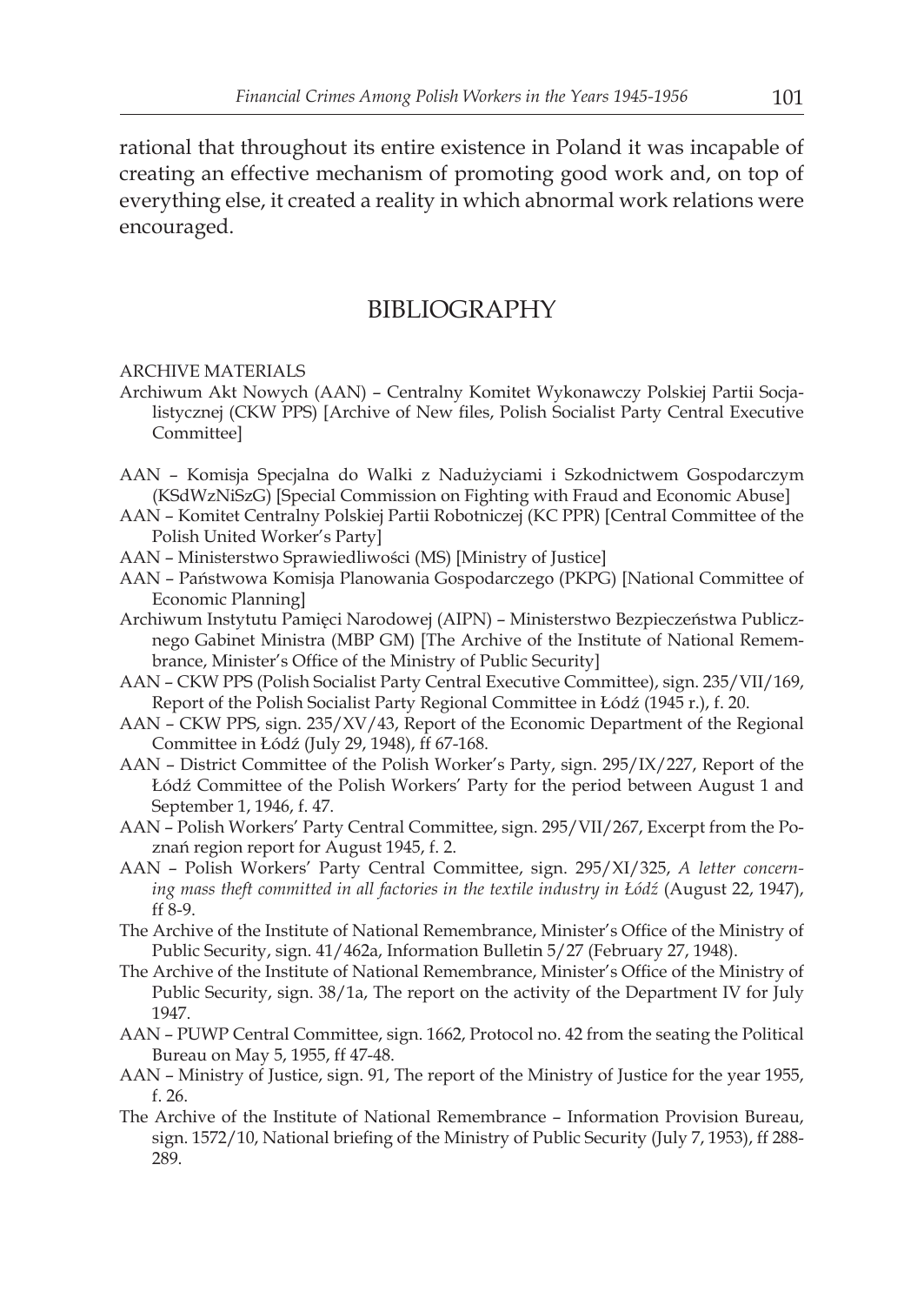rational that throughout its entire existence in Poland it was incapable of creating an effective mechanism of promoting good work and, on top of everything else, it created a reality in which abnormal work relations were encouraged.

## BIBLIOGRAPHY

ARCHIVE MATERIALS

Archiwum Akt Nowych (AAN) – Centralny Komitet Wykonawczy Polskiej Partii Socjalistycznej (CKW PPS) [Archive of New files, Polish Socialist Party Central Executive Committee]

AAN – Komisja Specjalna do Walki z Nadużyciami i Szkodnictwem Gospodarczym (KSdWzNiSzG) [Special Commission on Fighting with Fraud and Economic Abuse]

AAN – Komitet Centralny Polskiej Partii Robotniczej (KC PPR) [Central Committee of the Polish United Worker's Party]

AAN – Ministerstwo Sprawiedliwości (MS) [Ministry of Justice]

AAN – Państwowa Komisja Planowania Gospodarczego (PKPG) [National Committee of Economic Planning]

Archiwum Instytutu Pamięci Narodowej (AIPN) – Ministerstwo Bezpieczeństwa Publicznego Gabinet Ministra (MBP GM) [The Archive of the Institute of National Remembrance, Minister's Office of the Ministry of Public Security]

AAN – CKW PPS (Polish Socialist Party Central Executive Committee), sign. 235/VII/169, Report of the Polish Socialist Party Regional Committee in Łódź (1945 r.), f. 20.

AAN – CKW PPS, sign. 235/XV/43, Report of the Economic Department of the Regional Committee in Łódź (July 29, 1948), ff 67-168.

AAN – District Committee of the Polish Worker's Party, sign. 295/IX/227, Report of the Łódź Committee of the Polish Workers' Party for the period between August 1 and September 1, 1946, f. 47.

AAN – Polish Workers' Party Central Committee, sign. 295/VII/267, Excerpt from the Poznań region report for August 1945, f. 2.

AAN – Polish Workers' Party Central Committee, sign. 295/XI/325, *A letter concerning mass theft committed in all factories in the textile industry in Łódź* (August 22, 1947), ff 8-9.

The Archive of the Institute of National Remembrance, Minister's Office of the Ministry of Public Security, sign. 41/462a, Information Bulletin 5/27 (February 27, 1948).

The Archive of the Institute of National Remembrance, Minister's Office of the Ministry of Public Security, sign. 38/1a, The report on the activity of the Department IV for July 1947.

AAN – PUWP Central Committee, sign. 1662, Protocol no. 42 from the seating the Political Bureau on May 5, 1955, ff 47-48.

AAN – Ministry of Justice, sign. 91, The report of the Ministry of Justice for the year 1955, f. 26.

The Archive of the Institute of National Remembrance – Information Provision Bureau, sign. 1572/10, National briefing of the Ministry of Public Security (July 7, 1953), ff 288-289.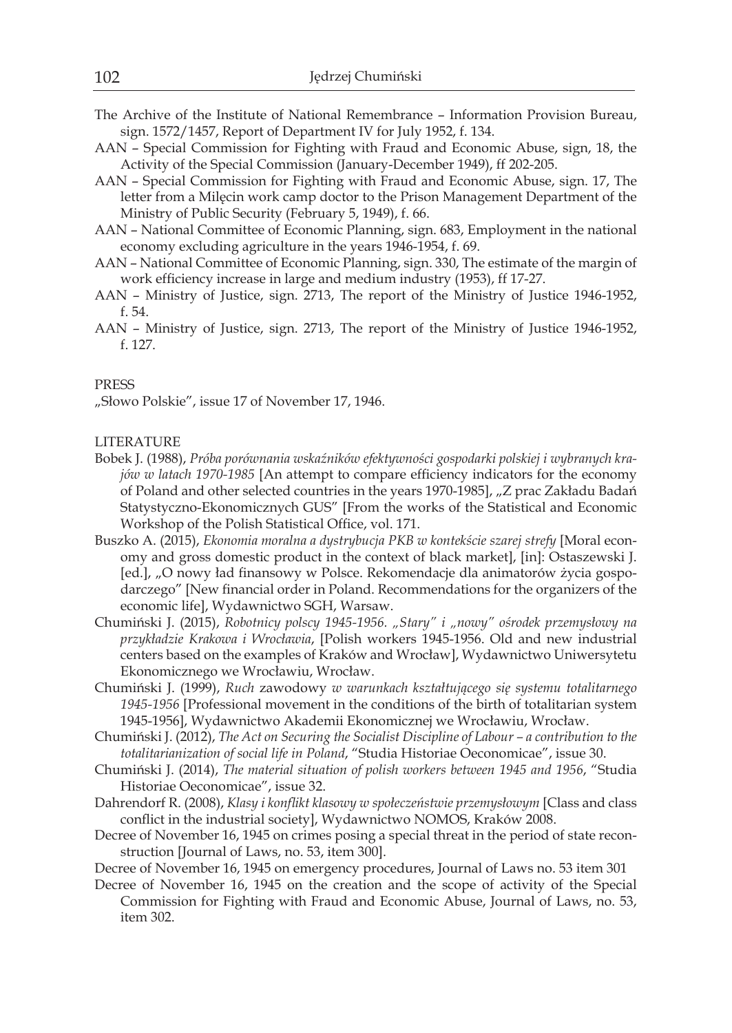The Archive of the Institute of National Remembrance – Information Provision Bureau, sign. 1572/1457, Report of Department IV for July 1952, f. 134.

AAN – Special Commission for Fighting with Fraud and Economic Abuse, sign, 18, the Activity of the Special Commission (January-December 1949), ff 202-205.

AAN – Special Commission for Fighting with Fraud and Economic Abuse, sign. 17, The letter from a Milęcin work camp doctor to the Prison Management Department of the Ministry of Public Security (February 5, 1949), f. 66.

AAN – National Committee of Economic Planning, sign. 683, Employment in the national economy excluding agriculture in the years 1946-1954, f. 69.

AAN – National Committee of Economic Planning, sign. 330, The estimate of the margin of work efficiency increase in large and medium industry (1953), ff 17-27.

AAN – Ministry of Justice, sign. 2713, The report of the Ministry of Justice 1946-1952, f. 54.

AAN – Ministry of Justice, sign. 2713, The report of the Ministry of Justice 1946-1952, f. 127.

PRESS

„Słowo Polskie", issue 17 of November 17, 1946.

LITERATURE

Bobek J. (1988), *Próba porównania wskaźników efektywności gospodarki polskiej i wybranych krajów w latach 1970-1985* [An attempt to compare efficiency indicators for the economy of Poland and other selected countries in the years 1970-1985], „Z prac Zakładu Badań Statystyczno-Ekonomicznych GUS" [From the works of the Statistical and Economic Workshop of the Polish Statistical Office, vol. 171.

Buszko A. (2015), *Ekonomia moralna a dystrybucja PKB w kontekście szarej strefy* [Moral economy and gross domestic product in the context of black market], [in]: Ostaszewski J. [ed.], „O nowy ład finansowy w Polsce. Rekomendacje dla animatorów życia gospodarczego" [New financial order in Poland. Recommendations for the organizers of the economic life], Wydawnictwo SGH, Warsaw.

Chumiński J. (2015), *Robotnicy polscy 1945-1956. „Stary" i „nowy" ośrodek przemysłowy na przykładzie Krakowa i Wrocławia*, [Polish workers 1945-1956. Old and new industrial centers based on the examples of Kraków and Wrocław], Wydawnictwo Uniwersytetu Ekonomicznego we Wrocławiu, Wrocław.

Chumiński J. (1999), *Ruch* zawodowy *w warunkach kształtującego się systemu totalitarnego 1945-1956* [Professional movement in the conditions of the birth of totalitarian system 1945-1956], Wydawnictwo Akademii Ekonomicznej we Wrocławiu, Wrocław.

Chumiński J. (2012), *The Act on Securing the Socialist Discipline of Labour – a contribution to the totalitarianization of social life in Poland*, "Studia Historiae Oeconomicae", issue 30.

Chumiński J. (2014), *The material situation of polish workers between 1945 and 1956*, "Studia Historiae Oeconomicae", issue 32.

Dahrendorf R. (2008), *Klasy i konflikt klasowy w społeczeństwie przemysłowym* [Class and class conflict in the industrial society], Wydawnictwo NOMOS, Kraków 2008.

Decree of November 16, 1945 on crimes posing a special threat in the period of state reconstruction [Journal of Laws, no. 53, item 300].

Decree of November 16, 1945 on emergency procedures, Journal of Laws no. 53 item 301

Decree of November 16, 1945 on the creation and the scope of activity of the Special Commission for Fighting with Fraud and Economic Abuse, Journal of Laws, no. 53, item 302.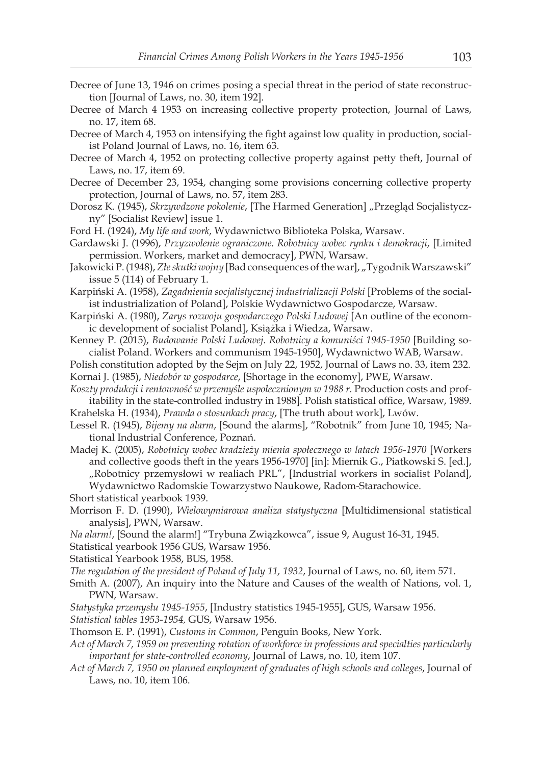Decree of June 13, 1946 on crimes posing a special threat in the period of state reconstruction [Journal of Laws, no. 30, item 192].

Decree of March 4 1953 on increasing collective property protection, Journal of Laws, no. 17, item 68.

Decree of March 4, 1953 on intensifying the fight against low quality in production, socialist Poland Journal of Laws, no. 16, item 63.

Decree of March 4, 1952 on protecting collective property against petty theft, Journal of Laws, no. 17, item 69.

Decree of December 23, 1954, changing some provisions concerning collective property protection, Journal of Laws, no. 57, item 283.

Dorosz K. (1945), *Skrzywdzone pokolenie*, [The Harmed Generation] „Przegląd Socjalistyczny" [Socialist Review] issue 1.

Ford H. (1924), *My life and work,* Wydawnictwo Biblioteka Polska, Warsaw.

Gardawski J. (1996), *Przyzwolenie ograniczone. Robotnicy wobec rynku i demokracji*, [Limited permission. Workers, market and democracy], PWN, Warsaw.

Jakowicki P. (1948), *Złe skutki wojny* [Bad consequences of the war], „Tygodnik Warszawski" issue 5 (114) of February 1.

Karpiński A. (1958), *Zagadnienia socjalistycznej industrializacji Polski* [Problems of the socialist industrialization of Poland], Polskie Wydawnictwo Gospodarcze, Warsaw.

Karpiński A. (1980), *Zarys rozwoju gospodarczego Polski Ludowej* [An outline of the economic development of socialist Poland], Książka i Wiedza, Warsaw.

Kenney P. (2015), *Budowanie Polski Ludowej. Robotnicy a komuniści 1945-1950* [Building socialist Poland. Workers and communism 1945-1950], Wydawnictwo WAB, Warsaw.

Polish constitution adopted by the Sejm on July 22, 1952, Journal of Laws no. 33, item 232.

Kornai J. (1985), *Niedobór w gospodarce*, [Shortage in the economy], PWE, Warsaw.

*Koszty produkcji i rentowność w przemyśle uspołecznionym w 1988 r.* Production costs and profitability in the state-controlled industry in 1988]. Polish statistical office, Warsaw, 1989.

Krahelska H. (1934), *Prawda o stosunkach pracy*, [The truth about work], Lwów.

Lessel R. (1945), *Bijemy na alarm*, [Sound the alarms], "Robotnik" from June 10, 1945; National Industrial Conference, Poznań.

Madej K. (2005), *Robotnicy wobec kradzieży mienia społecznego w latach 1956-1970* [Workers and collective goods theft in the years 1956-1970] [in]: Miernik G., Piatkowski S. [ed.], „Robotnicy przemysłowi w realiach PRL", [Industrial workers in socialist Poland], Wydawnictwo Radomskie Towarzystwo Naukowe, Radom-Starachowice.

Short statistical yearbook 1939.

Morrison F. D. (1990), *Wielowymiarowa analiza statystyczna* [Multidimensional statistical analysis], PWN, Warsaw.

*Na alarm!*, [Sound the alarm!] "Trybuna Związkowca", issue 9, August 16-31, 1945.

Statistical yearbook 1956 GUS, Warsaw 1956.

Statistical Yearbook 1958, BUS, 1958.

*The regulation of the president of Poland of July 11, 1932*, Journal of Laws, no. 60, item 571.

Smith A. (2007), An inquiry into the Nature and Causes of the wealth of Nations, vol. 1, PWN, Warsaw.

*Statystyka przemysłu 1945-1955*, [Industry statistics 1945-1955], GUS, Warsaw 1956.

*Statistical tables 1953-1954,* GUS, Warsaw 1956.

Thomson E. P. (1991), *Customs in Common*, Penguin Books, New York.

*Act of March 7, 1959 on preventing rotation of workforce in professions and specialties particularly important for state-controlled economy*, Journal of Laws, no. 10, item 107.

*Act of March 7, 1950 on planned employment of graduates of high schools and colleges*, Journal of Laws, no. 10, item 106.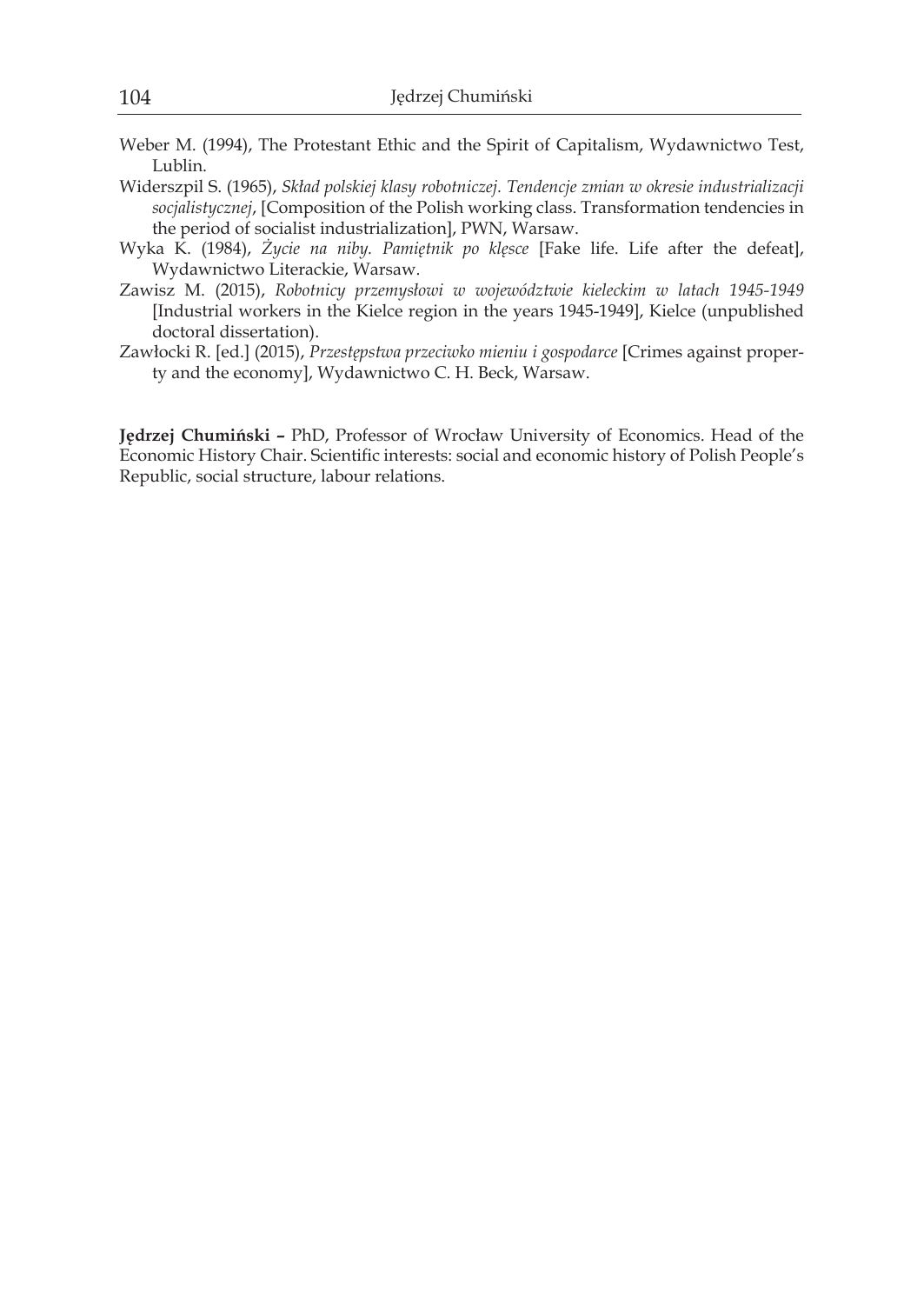Weber M. (1994), The Protestant Ethic and the Spirit of Capitalism, Wydawnictwo Test, Lublin.

Widerszpil S. (1965), *Skład polskiej klasy robotniczej. Tendencje zmian w okresie industrializacji socjalistycznej*, [Composition of the Polish working class. Transformation tendencies in the period of socialist industrialization], PWN, Warsaw.

Wyka K. (1984), *Życie na niby. Pamiętnik po klęsce* [Fake life. Life after the defeat], Wydawnictwo Literackie, Warsaw.

Zawisz M. (2015), *Robotnicy przemysłowi w województwie kieleckim w latach 1945-1949* [Industrial workers in the Kielce region in the years 1945-1949], Kielce (unpublished doctoral dissertation).

Zawłocki R. [ed.] (2015), *Przestępstwa przeciwko mieniu i gospodarce* [Crimes against property and the economy], Wydawnictwo C. H. Beck, Warsaw.

**Jędrzej Chumiński –** PhD, Professor of Wrocław University of Economics. Head of the Economic History Chair. Scientific interests: social and economic history of Polish People's Republic, social structure, labour relations.